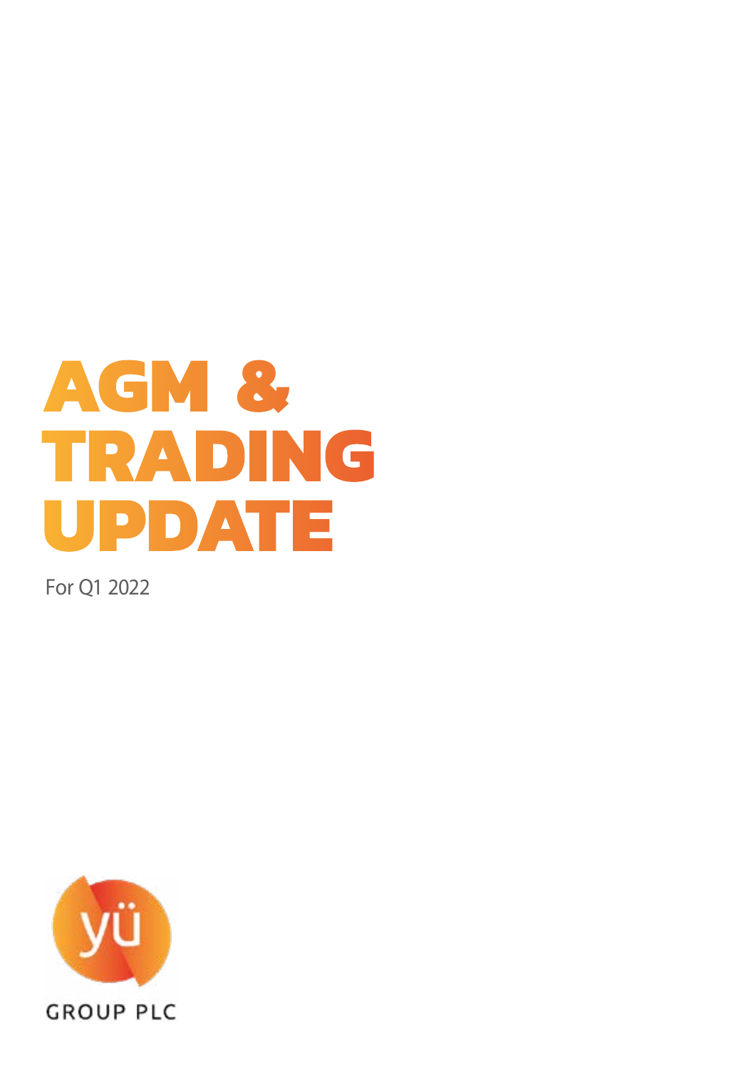# AGM & TRADING UPDATE

For Q1 2022

yü

GROUP PLC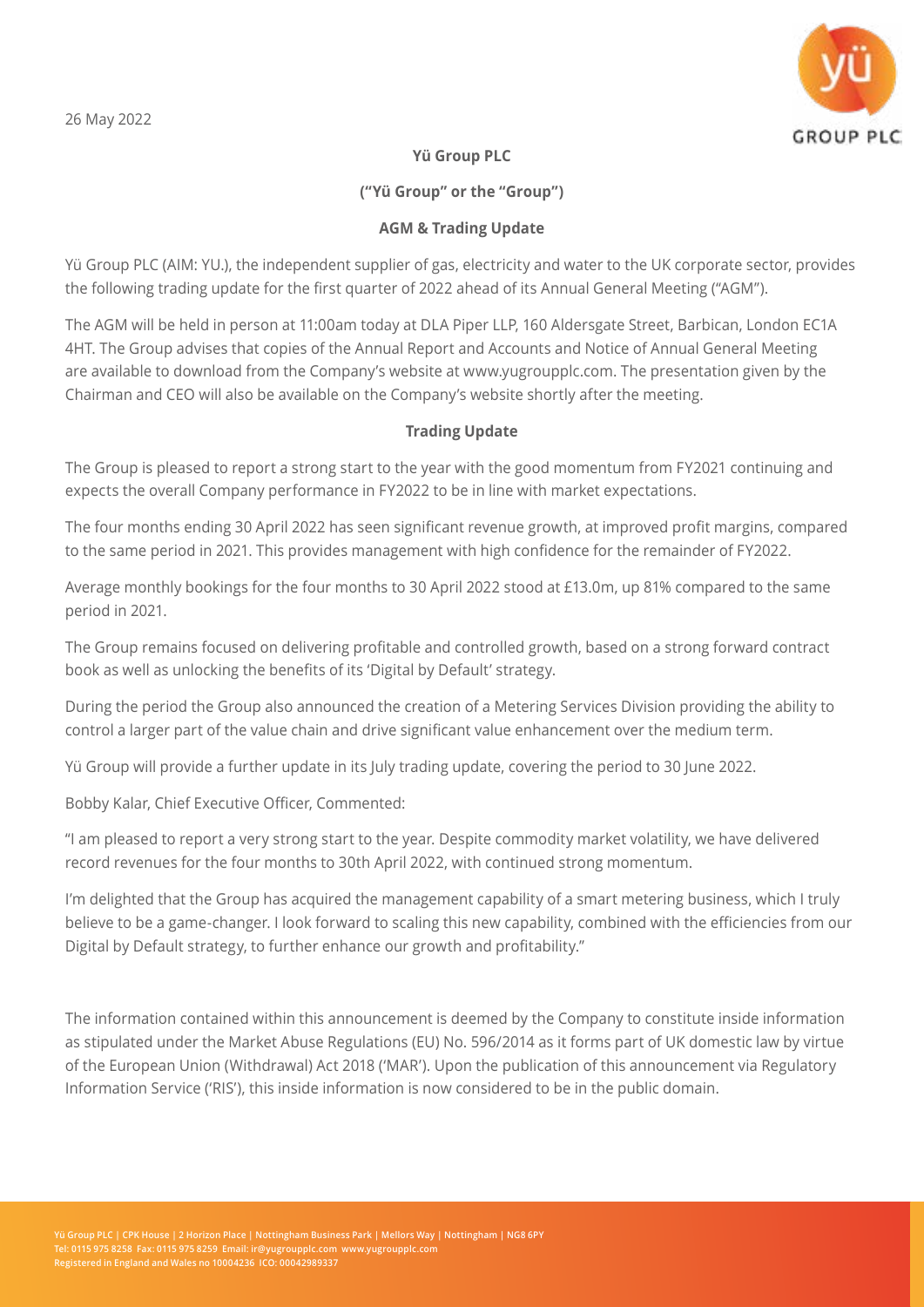26 May 2022

**Yü Group PLC**

**("Yü Group" or the "Group")**

**AGM & Trading Update**

Yü Group PLC (AIM: YU.), the independent supplier of gas, electricity and water to the UK corporate sector, provides the following trading update for the first quarter of 2022 ahead of its Annual General Meeting ("AGM").

The AGM will be held in person at 11:00am today at DLA Piper LLP, 160 Aldersgate Street, Barbican, London EC1A 4HT. The Group advises that copies of the Annual Report and Accounts and Notice of Annual General Meeting are available to download from the Company's website at www.yugroupplc.com. The presentation given by the Chairman and CEO will also be available on the Company's website shortly after the meeting.

**Trading Update**

The Group is pleased to report a strong start to the year with the good momentum from FY2021 continuing and expects the overall Company performance in FY2022 to be in line with market expectations.

The four months ending 30 April 2022 has seen significant revenue growth, at improved profit margins, compared to the same period in 2021. This provides management with high confidence for the remainder of FY2022.

Average monthly bookings for the four months to 30 April 2022 stood at £13.0m, up 81% compared to the same period in 2021.

The Group remains focused on delivering profitable and controlled growth, based on a strong forward contract book as well as unlocking the benefits of its 'Digital by Default' strategy.

During the period the Group also announced the creation of a Metering Services Division providing the ability to control a larger part of the value chain and drive significant value enhancement over the medium term.

Yü Group will provide a further update in its July trading update, covering the period to 30 June 2022.

Bobby Kalar, Chief Executive Officer, Commented:

"I am pleased to report a very strong start to the year. Despite commodity market volatility, we have delivered record revenues for the four months to 30th April 2022, with continued strong momentum.

I'm delighted that the Group has acquired the management capability of a smart metering business, which I truly believe to be a game-changer. I look forward to scaling this new capability, combined with the efficiencies from our Digital by Default strategy, to further enhance our growth and profitability."

The information contained within this announcement is deemed by the Company to constitute inside information as stipulated under the Market Abuse Regulations (EU) No. 596/2014 as it forms part of UK domestic law by virtue of the European Union (Withdrawal) Act 2018 ('MAR'). Upon the publication of this announcement via Regulatory Information Service ('RIS'), this inside information is now considered to be in the public domain.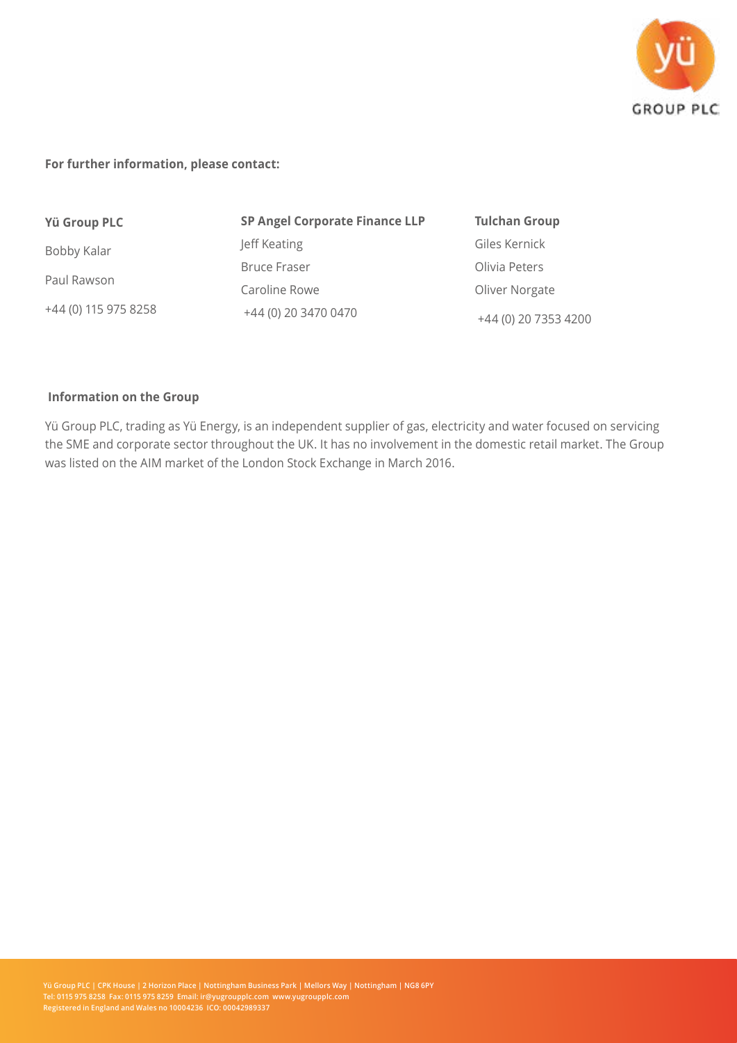**For further information, please contact:**

| Yü Group PLC | SP Angel Corporate Finance LLP | Tulchan Group |
|---|---|---|
| Bobby Kalar | Jeff Keating | Giles Kernick |
| Paul Rawson | Bruce Fraser | Olivia Peters |
| +44 (0) 115 975 8258 | Caroline Rowe | Oliver Norgate |
| | +44 (0) 20 3470 0470 | +44 (0) 20 7353 4200 |

**Information on the Group**

Yü Group PLC, trading as Yü Energy, is an independent supplier of gas, electricity and water focused on servicing the SME and corporate sector throughout the UK. It has no involvement in the domestic retail market. The Group was listed on the AIM market of the London Stock Exchange in March 2016.